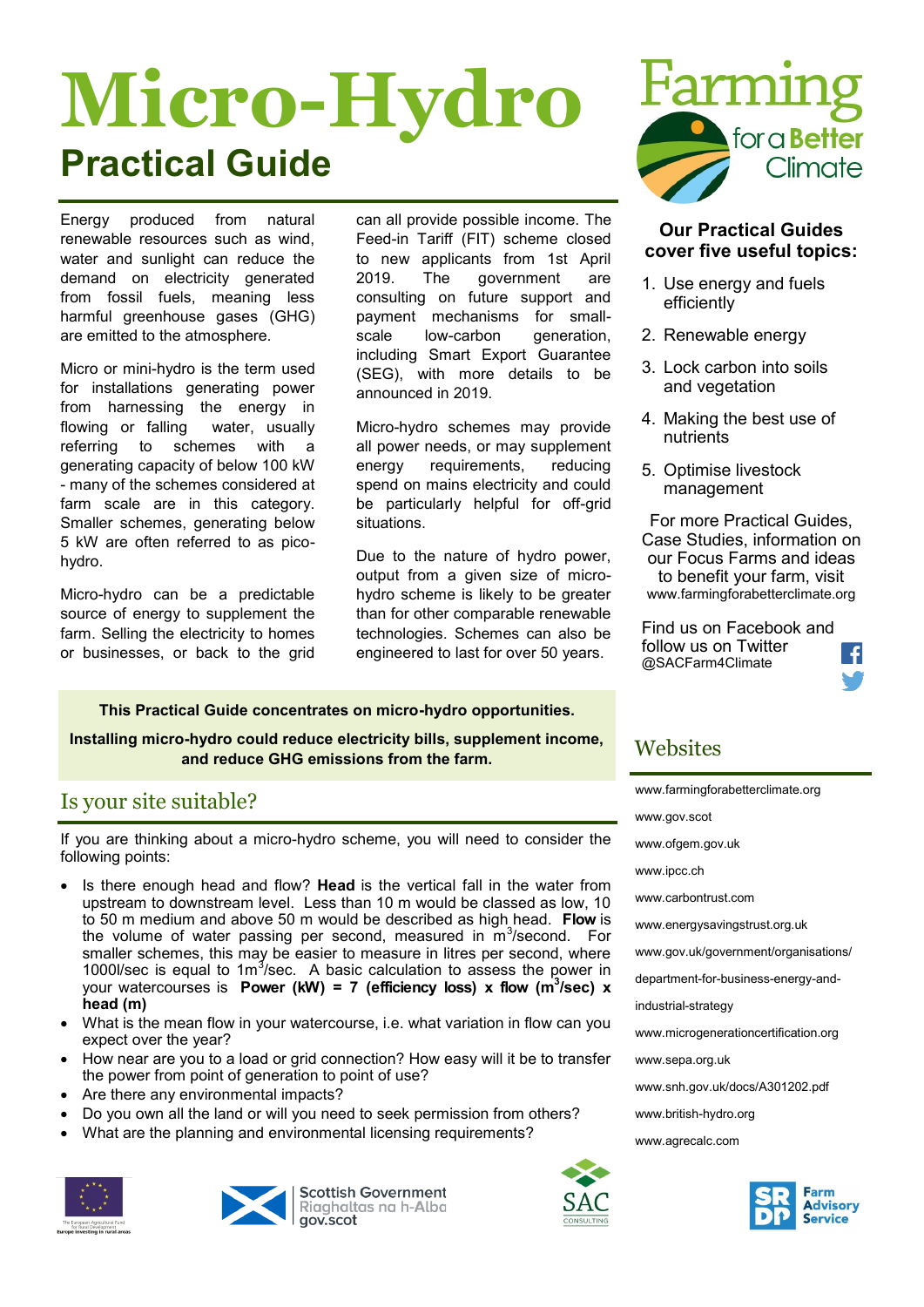# Micro-Hydro

## Practical Guide

Energy produced from natural renewable resources such as wind, water and sunlight can reduce the demand on electricity generated from fossil fuels, meaning less harmful greenhouse gases (GHG) are emitted to the atmosphere.

Micro or mini-hydro is the term used for installations generating power from harnessing the energy in flowing or falling water, usually referring to schemes with a generating capacity of below 100 kW - many of the schemes considered at farm scale are in this category. Smaller schemes, generating below 5 kW are often referred to as pico-hydro.

Micro-hydro can be a predictable source of energy to supplement the farm. Selling the electricity to homes or businesses, or back to the grid can all provide possible income. The Feed-in Tariff (FIT) scheme closed to new applicants from 1st April 2019. The government are consulting on future support and payment mechanisms for small-scale low-carbon generation, including Smart Export Guarantee (SEG), with more details to be announced in 2019.

Micro-hydro schemes may provide all power needs, or may supplement energy requirements, reducing spend on mains electricity and could be particularly helpful for off-grid situations.

Due to the nature of hydro power, output from a given size of micro-hydro scheme is likely to be greater than for other comparable renewable technologies. Schemes can also be engineered to last for over 50 years.

**This Practical Guide concentrates on micro-hydro opportunities.**

**Installing micro-hydro could reduce electricity bills, supplement income, and reduce GHG emissions from the farm.**

## Is your site suitable?

If you are thinking about a micro-hydro scheme, you will need to consider the following points:

- Is there enough head and flow? **Head** is the vertical fall in the water from upstream to downstream level. Less than 10 m would be classed as low, 10 to 50 m medium and above 50 m would be described as high head. **Flow** is the volume of water passing per second, measured in $m^3$/second. For smaller schemes, this may be easier to measure in litres per second, where 1000l/sec is equal to $1m^3$/sec. A basic calculation to assess the power in your watercourses is **Power (kW) = 7 (efficiency loss) x flow ($m^3$/sec) x head (m)**
- What is the mean flow in your watercourse, i.e. what variation in flow can you expect over the year?
- How near are you to a load or grid connection? How easy will it be to transfer the power from point of generation to point of use?
- Are there any environmental impacts?
- Do you own all the land or will you need to seek permission from others?
- What are the planning and environmental licensing requirements?

Farming for a Better Climate

### Our Practical Guides cover five useful topics:

1. Use energy and fuels efficiently
2. Renewable energy
3. Lock carbon into soils and vegetation
4. Making the best use of nutrients
5. Optimise livestock management

For more Practical Guides, Case Studies, information on our Focus Farms and ideas to benefit your farm, visit www.farmingforabetterclimate.org

Find us on Facebook and follow us on Twitter @SACFarm4Climate

## Websites

www.farmingforabetterclimate.org

www.gov.scot

www.ofgem.gov.uk

www.ipcc.ch

www.carbontrust.com

www.energysavingstrust.org.uk

www.gov.uk/government/organisations/department-for-business-energy-and-industrial-strategy

www.microgenerationcertification.org

www.sepa.org.uk

www.snh.gov.uk/docs/A301202.pdf

www.british-hydro.org

www.agrecalc.com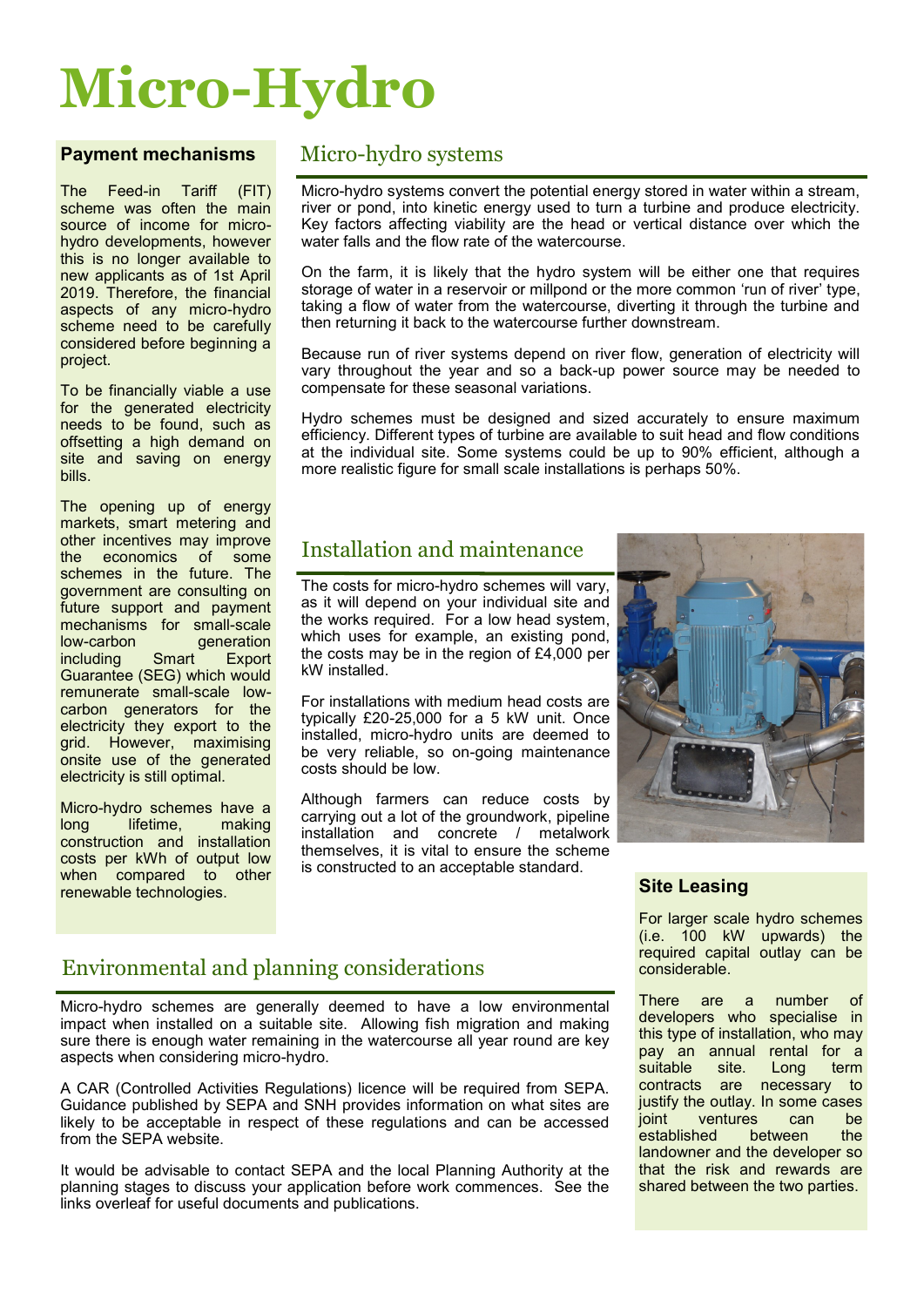# Micro-Hydro

### Payment mechanisms

The Feed-in Tariff (FIT) scheme was often the main source of income for micro-hydro developments, however this is no longer available to new applicants as of 1st April 2019. Therefore, the financial aspects of any micro-hydro scheme need to be carefully considered before beginning a project.

To be financially viable a use for the generated electricity needs to be found, such as offsetting a high demand on site and saving on energy bills.

The opening up of energy markets, smart metering and other incentives may improve the economics of some schemes in the future. The government are consulting on future support and payment mechanisms for small-scale low-carbon generation including Smart Export Guarantee (SEG) which would remunerate small-scale low-carbon generators for the electricity they export to the grid. However, maximising onsite use of the generated electricity is still optimal.

Micro-hydro schemes have a long lifetime, making construction and installation costs per kWh of output low when compared to other renewable technologies.

## Micro-hydro systems

Micro-hydro systems convert the potential energy stored in water within a stream, river or pond, into kinetic energy used to turn a turbine and produce electricity. Key factors affecting viability are the head or vertical distance over which the water falls and the flow rate of the watercourse.

On the farm, it is likely that the hydro system will be either one that requires storage of water in a reservoir or millpond or the more common 'run of river' type, taking a flow of water from the watercourse, diverting it through the turbine and then returning it back to the watercourse further downstream.

Because run of river systems depend on river flow, generation of electricity will vary throughout the year and so a back-up power source may be needed to compensate for these seasonal variations.

Hydro schemes must be designed and sized accurately to ensure maximum efficiency. Different types of turbine are available to suit head and flow conditions at the individual site. Some systems could be up to 90% efficient, although a more realistic figure for small scale installations is perhaps 50%.

## Installation and maintenance

The costs for micro-hydro schemes will vary, as it will depend on your individual site and the works required. For a low head system, which uses for example, an existing pond, the costs may be in the region of £4,000 per kW installed.

For installations with medium head costs are typically £20-25,000 for a 5 kW unit. Once installed, micro-hydro units are deemed to be very reliable, so on-going maintenance costs should be low.

Although farmers can reduce costs by carrying out a lot of the groundwork, pipeline installation and concrete / metalwork themselves, it is vital to ensure the scheme is constructed to an acceptable standard.

### Site Leasing

For larger scale hydro schemes (i.e. 100 kW upwards) the required capital outlay can be considerable.

There are a number of developers who specialise in this type of installation, who may pay an annual rental for a suitable site. Long term contracts are necessary to justify the outlay. In some cases joint ventures can be established between the landowner and the developer so that the risk and rewards are shared between the two parties.

## Environmental and planning considerations

Micro-hydro schemes are generally deemed to have a low environmental impact when installed on a suitable site. Allowing fish migration and making sure there is enough water remaining in the watercourse all year round are key aspects when considering micro-hydro.

A CAR (Controlled Activities Regulations) licence will be required from SEPA. Guidance published by SEPA and SNH provides information on what sites are likely to be acceptable in respect of these regulations and can be accessed from the SEPA website.

It would be advisable to contact SEPA and the local Planning Authority at the planning stages to discuss your application before work commences. See the links overleaf for useful documents and publications.